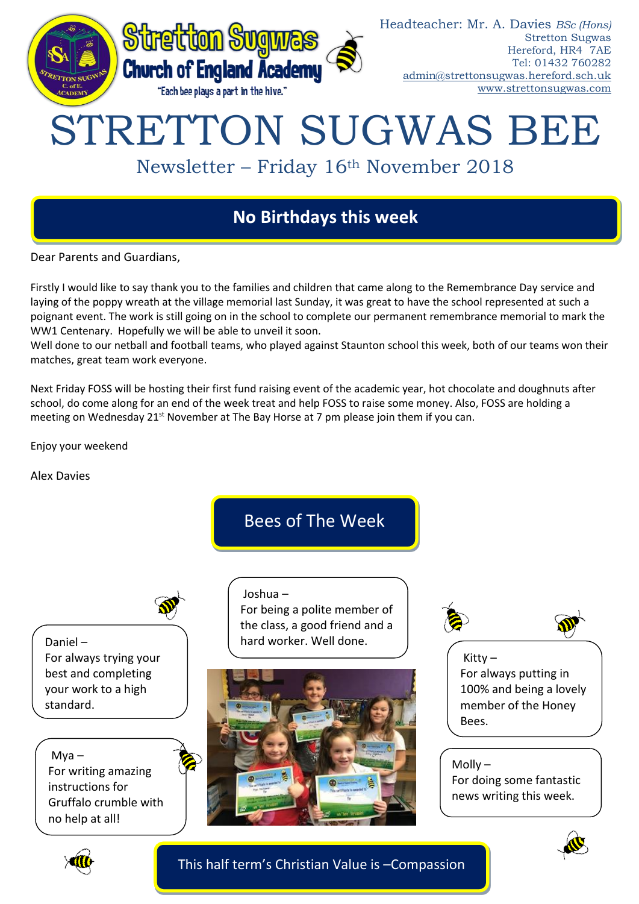Stretton Sugwas Church of England Academy

"Each bee plays a part in the hive."

Headteacher: Mr. A. Davies *BSc (Hons)*
Stretton Sugwas
Hereford, HR4 7AE
Tel: 01432 760282
admin@strettonsugwas.hereford.sch.uk
www.strettonsugwas.com

# STRETTON SUGWAS BEE

Newsletter – Friday 16th November 2018

## No Birthdays this week

Dear Parents and Guardians,

Firstly I would like to say thank you to the families and children that came along to the Remembrance Day service and laying of the poppy wreath at the village memorial last Sunday, it was great to have the school represented at such a poignant event. The work is still going on in the school to complete our permanent remembrance memorial to mark the WW1 Centenary. Hopefully we will be able to unveil it soon.
Well done to our netball and football teams, who played against Staunton school this week, both of our teams won their matches, great team work everyone.

Next Friday FOSS will be hosting their first fund raising event of the academic year, hot chocolate and doughnuts after school, do come along for an end of the week treat and help FOSS to raise some money. Also, FOSS are holding a meeting on Wednesday 21st November at The Bay Horse at 7 pm please join them if you can.

Enjoy your weekend

Alex Davies

## Bees of The Week

Daniel –
For always trying your best and completing your work to a high standard.

Joshua –
For being a polite member of the class, a good friend and a hard worker. Well done.

Kitty –
For always putting in 100% and being a lovely member of the Honey Bees.

Mya –
For writing amazing instructions for Gruffalo crumble with no help at all!

Molly –
For doing some fantastic news writing this week.

**This half term's Christian Value is –Compassion**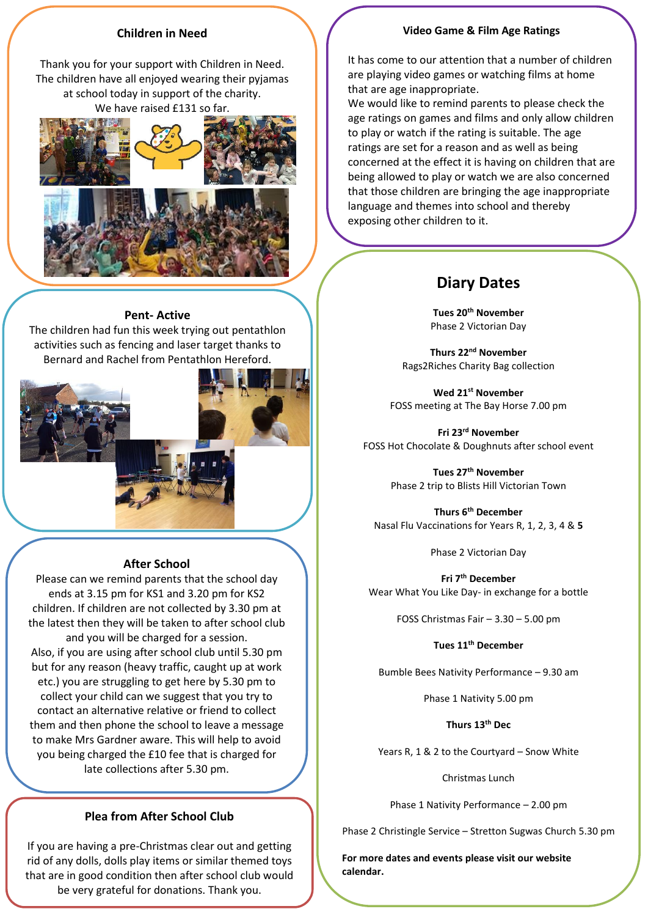## Children in Need

Thank you for your support with Children in Need. The children have all enjoyed wearing their pyjamas at school today in support of the charity. We have raised £131 so far.

## Pent- Active

The children had fun this week trying out pentathlon activities such as fencing and laser target thanks to Bernard and Rachel from Pentathlon Hereford.

## After School

Please can we remind parents that the school day ends at 3.15 pm for KS1 and 3.20 pm for KS2 children. If children are not collected by 3.30 pm at the latest then they will be taken to after school club and you will be charged for a session.
Also, if you are using after school club until 5.30 pm but for any reason (heavy traffic, caught up at work etc.) you are struggling to get here by 5.30 pm to collect your child can we suggest that you try to contact an alternative relative or friend to collect them and then phone the school to leave a message to make Mrs Gardner aware. This will help to avoid you being charged the £10 fee that is charged for late collections after 5.30 pm.

## Plea from After School Club

If you are having a pre-Christmas clear out and getting rid of any dolls, dolls play items or similar themed toys that are in good condition then after school club would be very grateful for donations. Thank you.

## Video Game & Film Age Ratings

It has come to our attention that a number of children are playing video games or watching films at home that are age inappropriate.
We would like to remind parents to please check the age ratings on games and films and only allow children to play or watch if the rating is suitable. The age ratings are set for a reason and as well as being concerned at the effect it is having on children that are being allowed to play or watch we are also concerned that those children are bringing the inappropriate language and themes into school and thereby exposing other children to it.

## Diary Dates

**Tues 20th November**
Phase 2 Victorian Day

**Thurs 22nd November**
Rags2Riches Charity Bag collection

**Wed 21st November**
FOSS meeting at The Bay Horse 7.00 pm

**Fri 23rd November**
FOSS Hot Chocolate & Doughnuts after school event

**Tues 27th November**
Phase 2 trip to Blists Hill Victorian Town

**Thurs 6th December**
Nasal Flu Vaccinations for Years R, 1, 2, 3, 4 & **5**

Phase 2 Victorian Day

**Fri 7th December**
Wear What You Like Day- in exchange for a bottle

FOSS Christmas Fair – 3.30 – 5.00 pm

**Tues 11th December**

Bumble Bees Nativity Performance – 9.30 am

Phase 1 Nativity 5.00 pm

**Thurs 13th Dec**

Years R, 1 & 2 to the Courtyard – Snow White

Christmas Lunch

Phase 1 Nativity Performance – 2.00 pm

Phase 2 Christingle Service – Stretton Sugwas Church 5.30 pm

**For more dates and events please visit our website calendar.**